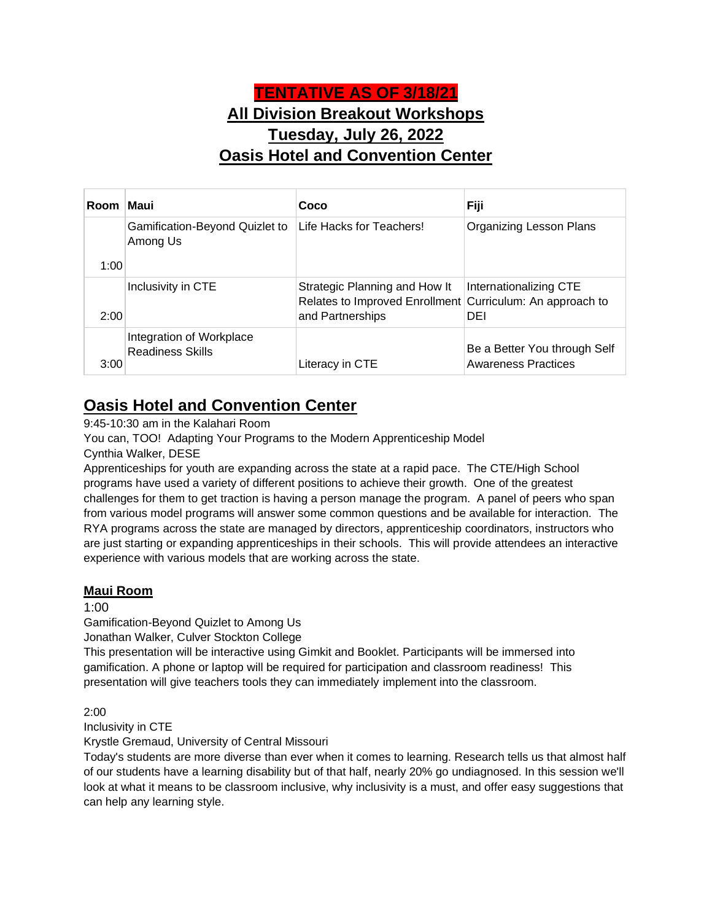# TENTATIVE AS OF 3/18/21

# All Division Breakout Workshops

# Tuesday, July 26, 2022

# Oasis Hotel and Convention Center

| Room | Maui | Coco | Fiji |
|---|---|---|---|
| 1:00 | Gamification-Beyond Quizlet to Among Us | Life Hacks for Teachers! | Organizing Lesson Plans |
| 2:00 | Inclusivity in CTE | Strategic Planning and How It Relates to Improved Enrollment and Partnerships | Internationalizing CTE Curriculum: An approach to DEI |
| 3:00 | Integration of Workplace Readiness Skills | Literacy in CTE | Be a Better You through Self Awareness Practices |

## Oasis Hotel and Convention Center

9:45-10:30 am in the Kalahari Room

You can, TOO! Adapting Your Programs to the Modern Apprenticeship Model

Cynthia Walker, DESE

Apprenticeships for youth are expanding across the state at a rapid pace. The CTE/High School programs have used a variety of different positions to achieve their growth. One of the greatest challenges for them to get traction is having a person manage the program. A panel of peers who span from various model programs will answer some common questions and be available for interaction. The RYA programs across the state are managed by directors, apprenticeship coordinators, instructors who are just starting or expanding apprenticeships in their schools. This will provide attendees an interactive experience with various models that are working across the state.

### Maui Room

1:00

Gamification-Beyond Quizlet to Among Us

Jonathan Walker, Culver Stockton College

This presentation will be interactive using Gimkit and Booklet. Participants will be immersed into gamification. A phone or laptop will be required for participation and classroom readiness! This presentation will give teachers tools they can immediately implement into the classroom.

2:00

Inclusivity in CTE

Krystle Gremaud, University of Central Missouri

Today's students are more diverse than ever when it comes to learning. Research tells us that almost half of our students have a learning disability but of that half, nearly 20% go undiagnosed. In this session we'll look at what it means to be classroom inclusive, why inclusivity is a must, and offer easy suggestions that can help any learning style.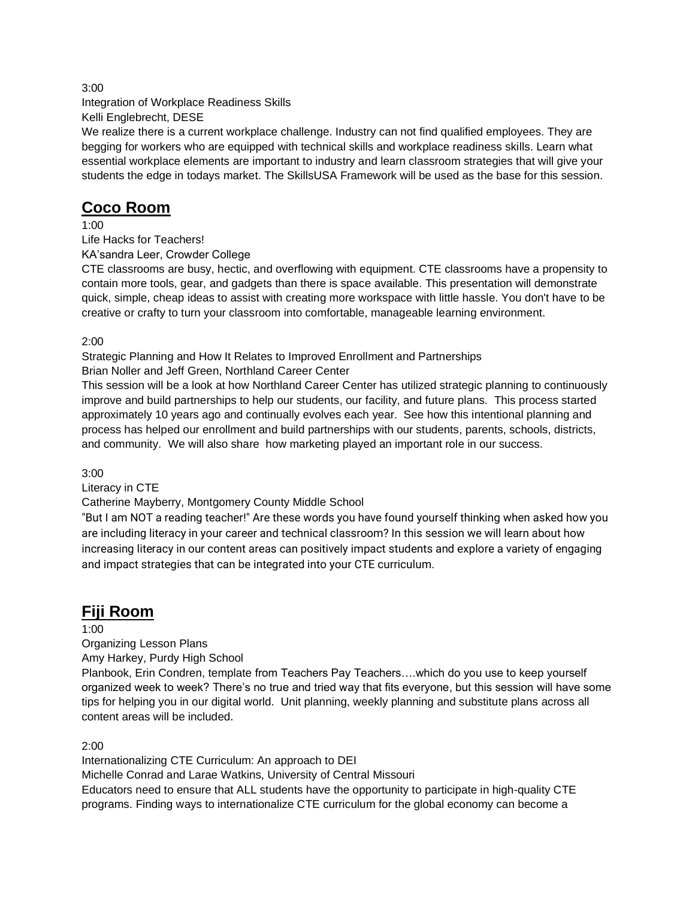3:00

Integration of Workplace Readiness Skills

Kelli Englebrecht, DESE

We realize there is a current workplace challenge. Industry can not find qualified employees. They are begging for workers who are equipped with technical skills and workplace readiness skills. Learn what essential workplace elements are important to industry and learn classroom strategies that will give your students the edge in todays market. The SkillsUSA Framework will be used as the base for this session.

## Coco Room

1:00

Life Hacks for Teachers!

KA'sandra Leer, Crowder College

CTE classrooms are busy, hectic, and overflowing with equipment. CTE classrooms have a propensity to contain more tools, gear, and gadgets than there is space available. This presentation will demonstrate quick, simple, cheap ideas to assist with creating more workspace with little hassle. You don't have to be creative or crafty to turn your classroom into comfortable, manageable learning environment.

2:00

Strategic Planning and How It Relates to Improved Enrollment and Partnerships

Brian Noller and Jeff Green, Northland Career Center

This session will be a look at how Northland Career Center has utilized strategic planning to continuously improve and build partnerships to help our students, our facility, and future plans. This process started approximately 10 years ago and continually evolves each year. See how this intentional planning and process has helped our enrollment and build partnerships with our students, parents, schools, districts, and community. We will also share how marketing played an important role in our success.

3:00

Literacy in CTE

Catherine Mayberry, Montgomery County Middle School

"But I am NOT a reading teacher!" Are these words you have found yourself thinking when asked how you are including literacy in your career and technical classroom? In this session we will learn about how increasing literacy in our content areas can positively impact students and explore a variety of engaging and impact strategies that can be integrated into your CTE curriculum.

## Fiji Room

1:00

Organizing Lesson Plans

Amy Harkey, Purdy High School

Planbook, Erin Condren, template from Teachers Pay Teachers….which do you use to keep yourself organized week to week? There's no true and tried way that fits everyone, but this session will have some tips for helping you in our digital world. Unit planning, weekly planning and substitute plans across all content areas will be included.

2:00

Internationalizing CTE Curriculum: An approach to DEI

Michelle Conrad and Larae Watkins, University of Central Missouri

Educators need to ensure that ALL students have the opportunity to participate in high-quality CTE programs. Finding ways to internationalize CTE curriculum for the global economy can become a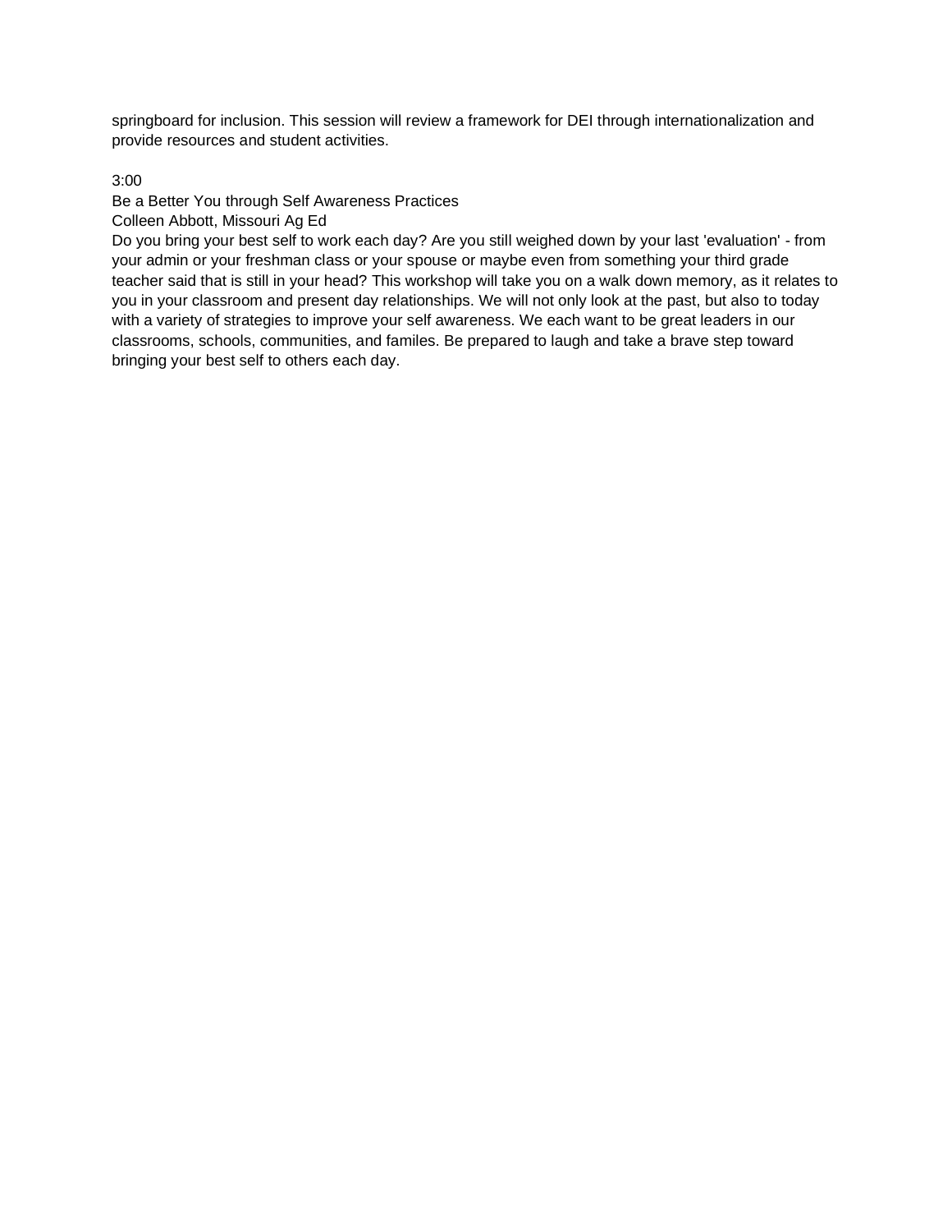springboard for inclusion. This session will review a framework for DEI through internationalization and provide resources and student activities.

3:00
Be a Better You through Self Awareness Practices
Colleen Abbott, Missouri Ag Ed
Do you bring your best self to work each day? Are you still weighed down by your last 'evaluation' - from your admin or your freshman class or your spouse or maybe even from something your third grade teacher said that is still in your head? This workshop will take you on a walk down memory, as it relates to you in your classroom and present day relationships. We will not only look at the past, but also to today with a variety of strategies to improve your self awareness. We each want to be great leaders in our classrooms, schools, communities, and familes. Be prepared to laugh and take a brave step toward bringing your best self to others each day.